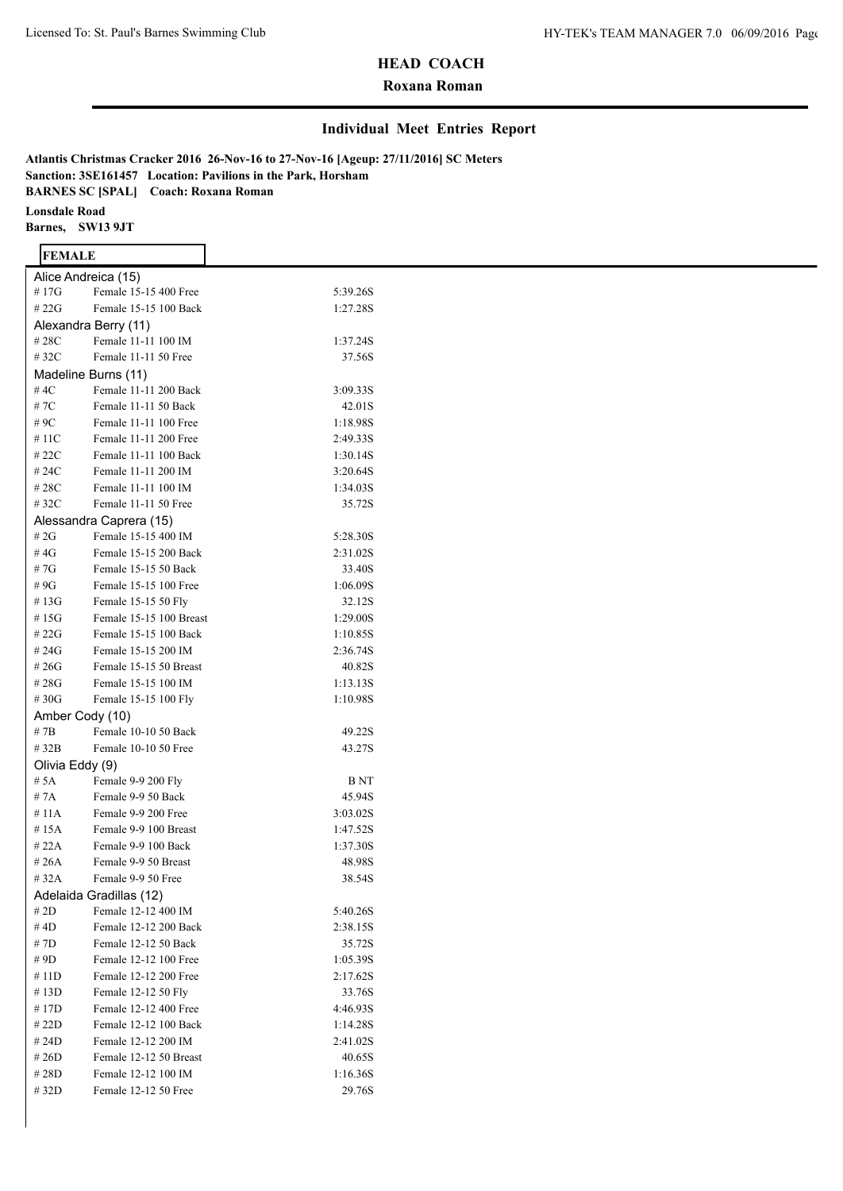## HEAD COACH

**Roxana Roman**

### Individual Meet Entries Report

**Atlantis Christmas Cracker 2016 26-Nov-16 to 27-Nov-16 [Ageup: 27/11/2016] SC Meters**
**Sanction: 3SE161457 Location: Pavilions in the Park, Horsham**
**BARNES SC [SPAL] Coach: Roxana Roman**

**Lonsdale Road**
**Barnes, SW13 9JT**

**FEMALE**

| Event # | Event | Entry Time |
|---|---|---|
| **Alice Andreica (15)** | | |
| # 17G | Female 15-15 400 Free | 5:39.26S |
| # 22G | Female 15-15 100 Back | 1:27.28S |
| **Alexandra Berry (11)** | | |
| # 28C | Female 11-11 100 IM | 1:37.24S |
| # 32C | Female 11-11 50 Free | 37.56S |
| **Madeline Burns (11)** | | |
| # 4C | Female 11-11 200 Back | 3:09.33S |
| # 7C | Female 11-11 50 Back | 42.01S |
| # 9C | Female 11-11 100 Free | 1:18.98S |
| # 11C | Female 11-11 200 Free | 2:49.33S |
| # 22C | Female 11-11 100 Back | 1:30.14S |
| # 24C | Female 11-11 200 IM | 3:20.64S |
| # 28C | Female 11-11 100 IM | 1:34.03S |
| # 32C | Female 11-11 50 Free | 35.72S |
| **Alessandra Caprera (15)** | | |
| # 2G | Female 15-15 400 IM | 5:28.30S |
| # 4G | Female 15-15 200 Back | 2:31.02S |
| # 7G | Female 15-15 50 Back | 33.40S |
| # 9G | Female 15-15 100 Free | 1:06.09S |
| # 13G | Female 15-15 50 Fly | 32.12S |
| # 15G | Female 15-15 100 Breast | 1:29.00S |
| # 22G | Female 15-15 100 Back | 1:10.85S |
| # 24G | Female 15-15 200 IM | 2:36.74S |
| # 26G | Female 15-15 50 Breast | 40.82S |
| # 28G | Female 15-15 100 IM | 1:13.13S |
| # 30G | Female 15-15 100 Fly | 1:10.98S |
| **Amber Cody (10)** | | |
| # 7B | Female 10-10 50 Back | 49.22S |
| # 32B | Female 10-10 50 Free | 43.27S |
| **Olivia Eddy (9)** | | |
| # 5A | Female 9-9 200 Fly | B NT |
| # 7A | Female 9-9 50 Back | 45.94S |
| # 11A | Female 9-9 200 Free | 3:03.02S |
| # 15A | Female 9-9 100 Breast | 1:47.52S |
| # 22A | Female 9-9 100 Back | 1:37.30S |
| # 26A | Female 9-9 50 Breast | 48.98S |
| # 32A | Female 9-9 50 Free | 38.54S |
| **Adelaida Gradillas (12)** | | |
| # 2D | Female 12-12 400 IM | 5:40.26S |
| # 4D | Female 12-12 200 Back | 2:38.15S |
| # 7D | Female 12-12 50 Back | 35.72S |
| # 9D | Female 12-12 100 Free | 1:05.39S |
| # 11D | Female 12-12 200 Free | 2:17.62S |
| # 13D | Female 12-12 50 Fly | 33.76S |
| # 17D | Female 12-12 400 Free | 4:46.93S |
| # 22D | Female 12-12 100 Back | 1:14.28S |
| # 24D | Female 12-12 200 IM | 2:41.02S |
| # 26D | Female 12-12 50 Breast | 40.65S |
| # 28D | Female 12-12 100 IM | 1:16.36S |
| # 32D | Female 12-12 50 Free | 29.76S |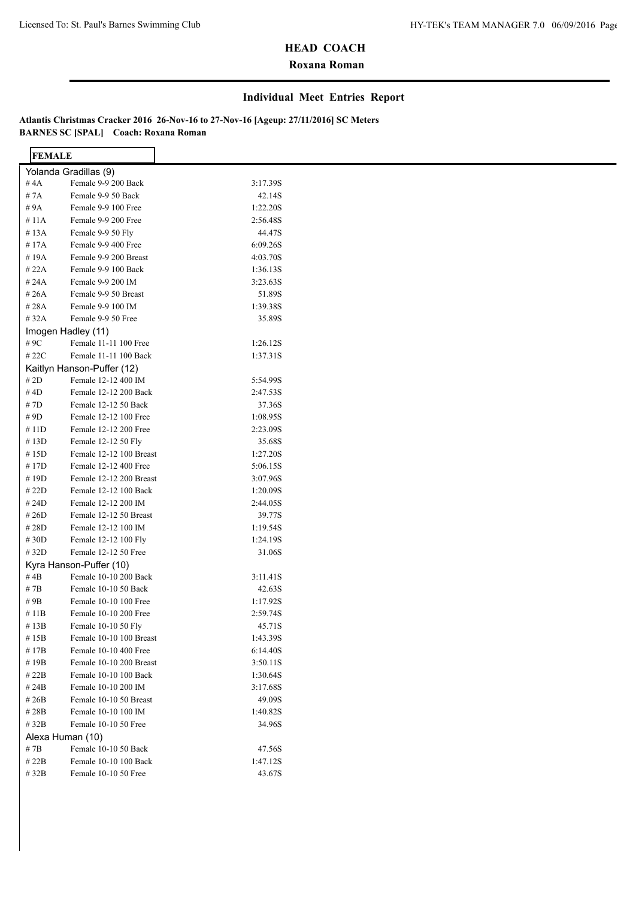## HEAD COACH

**Roxana Roman**

## Individual Meet Entries Report

**Atlantis Christmas Cracker 2016 26-Nov-16 to 27-Nov-16 [Ageup: 27/11/2016] SC Meters**
**BARNES SC [SPAL] Coach: Roxana Roman**

**FEMALE**

| Event # | Event | Entry Time |
|---|---|---|
| **Yolanda Gradillas (9)** | | |
| # 4A | Female 9-9 200 Back | 3:17.39S |
| # 7A | Female 9-9 50 Back | 42.14S |
| # 9A | Female 9-9 100 Free | 1:22.20S |
| # 11A | Female 9-9 200 Free | 2:56.48S |
| # 13A | Female 9-9 50 Fly | 44.47S |
| # 17A | Female 9-9 400 Free | 6:09.26S |
| # 19A | Female 9-9 200 Breast | 4:03.70S |
| # 22A | Female 9-9 100 Back | 1:36.13S |
| # 24A | Female 9-9 200 IM | 3:23.63S |
| # 26A | Female 9-9 50 Breast | 51.89S |
| # 28A | Female 9-9 100 IM | 1:39.38S |
| # 32A | Female 9-9 50 Free | 35.89S |
| **Imogen Hadley (11)** | | |
| # 9C | Female 11-11 100 Free | 1:26.12S |
| # 22C | Female 11-11 100 Back | 1:37.31S |
| **Kaitlyn Hanson-Puffer (12)** | | |
| # 2D | Female 12-12 400 IM | 5:54.99S |
| # 4D | Female 12-12 200 Back | 2:47.53S |
| # 7D | Female 12-12 50 Back | 37.36S |
| # 9D | Female 12-12 100 Free | 1:08.95S |
| # 11D | Female 12-12 200 Free | 2:23.09S |
| # 13D | Female 12-12 50 Fly | 35.68S |
| # 15D | Female 12-12 100 Breast | 1:27.20S |
| # 17D | Female 12-12 400 Free | 5:06.15S |
| # 19D | Female 12-12 200 Breast | 3:07.96S |
| # 22D | Female 12-12 100 Back | 1:20.09S |
| # 24D | Female 12-12 200 IM | 2:44.05S |
| # 26D | Female 12-12 50 Breast | 39.77S |
| # 28D | Female 12-12 100 IM | 1:19.54S |
| # 30D | Female 12-12 100 Fly | 1:24.19S |
| # 32D | Female 12-12 50 Free | 31.06S |
| **Kyra Hanson-Puffer (10)** | | |
| # 4B | Female 10-10 200 Back | 3:11.41S |
| # 7B | Female 10-10 50 Back | 42.63S |
| # 9B | Female 10-10 100 Free | 1:17.92S |
| # 11B | Female 10-10 200 Free | 2:59.74S |
| # 13B | Female 10-10 50 Fly | 45.71S |
| # 15B | Female 10-10 100 Breast | 1:43.39S |
| # 17B | Female 10-10 400 Free | 6:14.40S |
| # 19B | Female 10-10 200 Breast | 3:50.11S |
| # 22B | Female 10-10 100 Back | 1:30.64S |
| # 24B | Female 10-10 200 IM | 3:17.68S |
| # 26B | Female 10-10 50 Breast | 49.09S |
| # 28B | Female 10-10 100 IM | 1:40.82S |
| # 32B | Female 10-10 50 Free | 34.96S |
| **Alexa Human (10)** | | |
| # 7B | Female 10-10 50 Back | 47.56S |
| # 22B | Female 10-10 100 Back | 1:47.12S |
| # 32B | Female 10-10 50 Free | 43.67S |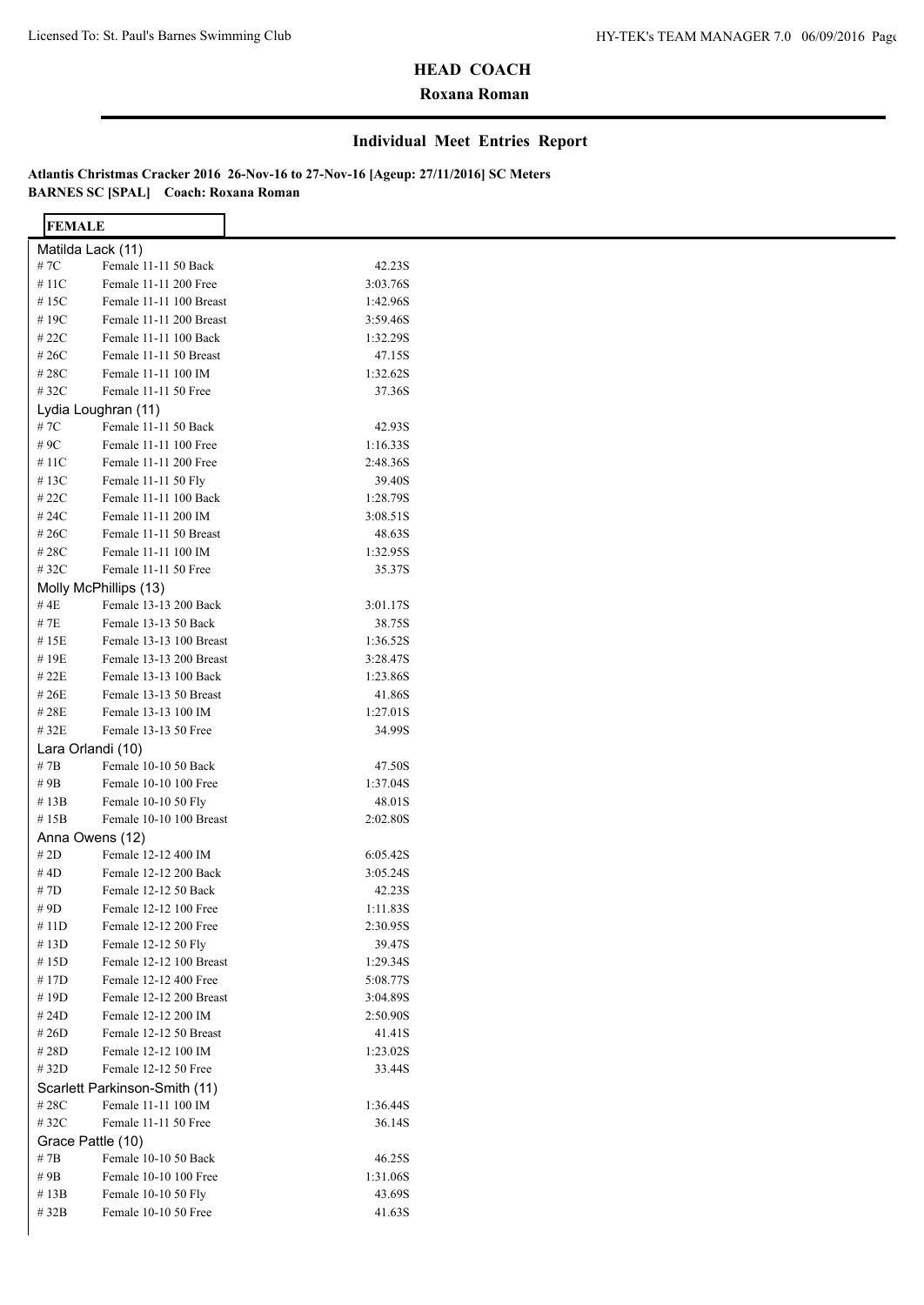## HEAD COACH

**Roxana Roman**

### Individual Meet Entries Report

**Atlantis Christmas Cracker 2016 26-Nov-16 to 27-Nov-16 [Ageup: 27/11/2016] SC Meters**
**BARNES SC [SPAL] Coach: Roxana Roman**

**FEMALE**

Matilda Lack (11)

| # | Event | Time |
|---|---|---|
| # 7C | Female 11-11 50 Back | 42.23S |
| # 11C | Female 11-11 200 Free | 3:03.76S |
| # 15C | Female 11-11 100 Breast | 1:42.96S |
| # 19C | Female 11-11 200 Breast | 3:59.46S |
| # 22C | Female 11-11 100 Back | 1:32.29S |
| # 26C | Female 11-11 50 Breast | 47.15S |
| # 28C | Female 11-11 100 IM | 1:32.62S |
| # 32C | Female 11-11 50 Free | 37.36S |

Lydia Loughran (11)

| # | Event | Time |
|---|---|---|
| # 7C | Female 11-11 50 Back | 42.93S |
| # 9C | Female 11-11 100 Free | 1:16.33S |
| # 11C | Female 11-11 200 Free | 2:48.36S |
| # 13C | Female 11-11 50 Fly | 39.40S |
| # 22C | Female 11-11 100 Back | 1:28.79S |
| # 24C | Female 11-11 200 IM | 3:08.51S |
| # 26C | Female 11-11 50 Breast | 48.63S |
| # 28C | Female 11-11 100 IM | 1:32.95S |
| # 32C | Female 11-11 50 Free | 35.37S |

Molly McPhillips (13)

| # | Event | Time |
|---|---|---|
| # 4E | Female 13-13 200 Back | 3:01.17S |
| # 7E | Female 13-13 50 Back | 38.75S |
| # 15E | Female 13-13 100 Breast | 1:36.52S |
| # 19E | Female 13-13 200 Breast | 3:28.47S |
| # 22E | Female 13-13 100 Back | 1:23.86S |
| # 26E | Female 13-13 50 Breast | 41.86S |
| # 28E | Female 13-13 100 IM | 1:27.01S |
| # 32E | Female 13-13 50 Free | 34.99S |

Lara Orlandi (10)

| # | Event | Time |
|---|---|---|
| # 7B | Female 10-10 50 Back | 47.50S |
| # 9B | Female 10-10 100 Free | 1:37.04S |
| # 13B | Female 10-10 50 Fly | 48.01S |
| # 15B | Female 10-10 100 Breast | 2:02.80S |

Anna Owens (12)

| # | Event | Time |
|---|---|---|
| # 2D | Female 12-12 400 IM | 6:05.42S |
| # 4D | Female 12-12 200 Back | 3:05.24S |
| # 7D | Female 12-12 50 Back | 42.23S |
| # 9D | Female 12-12 100 Free | 1:11.83S |
| # 11D | Female 12-12 200 Free | 2:30.95S |
| # 13D | Female 12-12 50 Fly | 39.47S |
| # 15D | Female 12-12 100 Breast | 1:29.34S |
| # 17D | Female 12-12 400 Free | 5:08.77S |
| # 19D | Female 12-12 200 Breast | 3:04.89S |
| # 24D | Female 12-12 200 IM | 2:50.90S |
| # 26D | Female 12-12 50 Breast | 41.41S |
| # 28D | Female 12-12 100 IM | 1:23.02S |
| # 32D | Female 12-12 50 Free | 33.44S |

Scarlett Parkinson-Smith (11)

| # | Event | Time |
|---|---|---|
| # 28C | Female 11-11 100 IM | 1:36.44S |
| # 32C | Female 11-11 50 Free | 36.14S |

Grace Pattle (10)

| # | Event | Time |
|---|---|---|
| # 7B | Female 10-10 50 Back | 46.25S |
| # 9B | Female 10-10 100 Free | 1:31.06S |
| # 13B | Female 10-10 50 Fly | 43.69S |
| # 32B | Female 10-10 50 Free | 41.63S |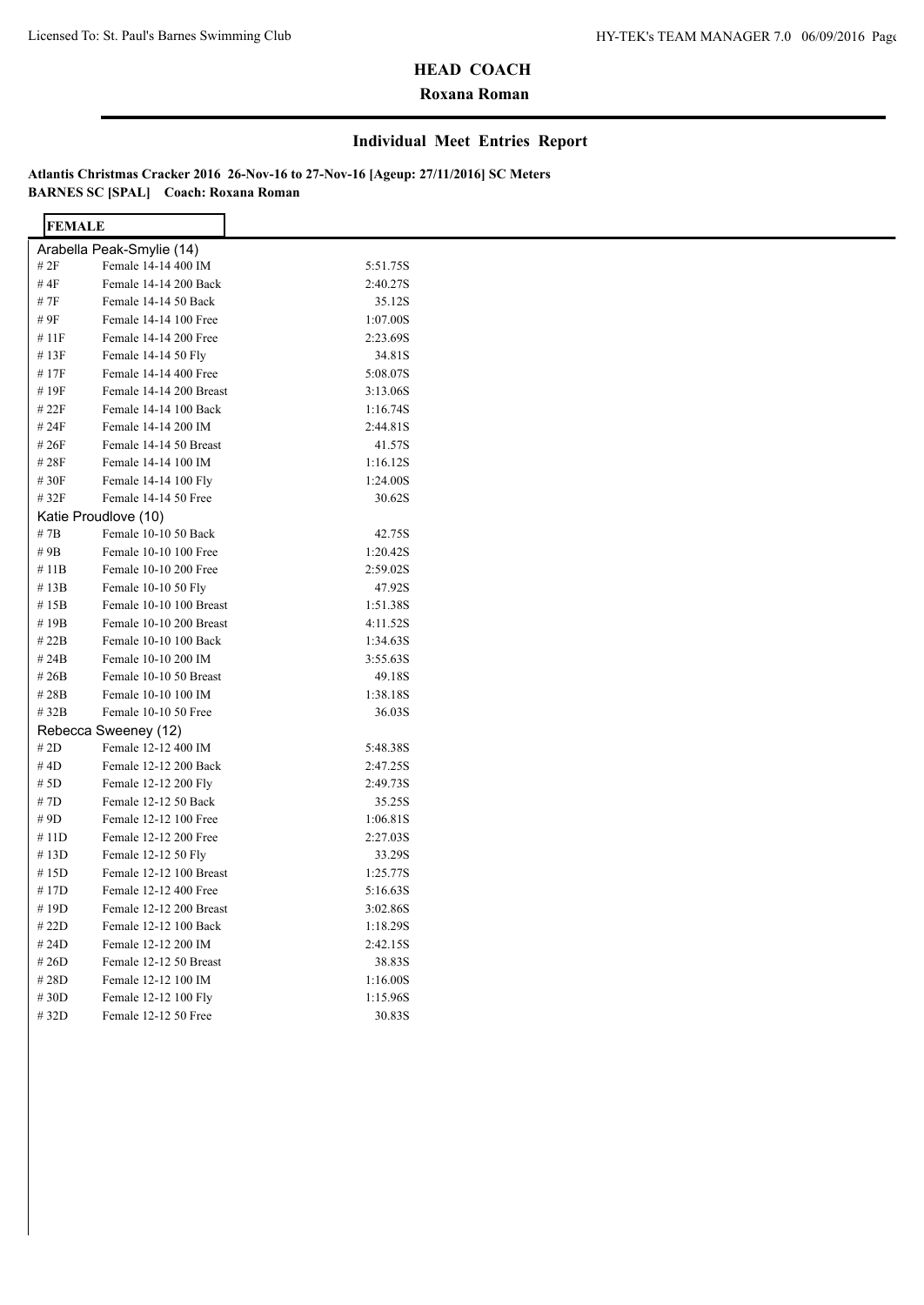## HEAD COACH

**Roxana Roman**

## Individual Meet Entries Report

**Atlantis Christmas Cracker 2016 26-Nov-16 to 27-Nov-16 [Ageup: 27/11/2016] SC Meters**
**BARNES SC [SPAL] Coach: Roxana Roman**

**FEMALE**

| | | |
|---|---|---|
| Arabella Peak-Smylie (14) | | |
| # 2F | Female 14-14 400 IM | 5:51.75S |
| # 4F | Female 14-14 200 Back | 2:40.27S |
| # 7F | Female 14-14 50 Back | 35.12S |
| # 9F | Female 14-14 100 Free | 1:07.00S |
| # 11F | Female 14-14 200 Free | 2:23.69S |
| # 13F | Female 14-14 50 Fly | 34.81S |
| # 17F | Female 14-14 400 Free | 5:08.07S |
| # 19F | Female 14-14 200 Breast | 3:13.06S |
| # 22F | Female 14-14 100 Back | 1:16.74S |
| # 24F | Female 14-14 200 IM | 2:44.81S |
| # 26F | Female 14-14 50 Breast | 41.57S |
| # 28F | Female 14-14 100 IM | 1:16.12S |
| # 30F | Female 14-14 100 Fly | 1:24.00S |
| # 32F | Female 14-14 50 Free | 30.62S |
| Katie Proudlove (10) | | |
| # 7B | Female 10-10 50 Back | 42.75S |
| # 9B | Female 10-10 100 Free | 1:20.42S |
| # 11B | Female 10-10 200 Free | 2:59.02S |
| # 13B | Female 10-10 50 Fly | 47.92S |
| # 15B | Female 10-10 100 Breast | 1:51.38S |
| # 19B | Female 10-10 200 Breast | 4:11.52S |
| # 22B | Female 10-10 100 Back | 1:34.63S |
| # 24B | Female 10-10 200 IM | 3:55.63S |
| # 26B | Female 10-10 50 Breast | 49.18S |
| # 28B | Female 10-10 100 IM | 1:38.18S |
| # 32B | Female 10-10 50 Free | 36.03S |
| Rebecca Sweeney (12) | | |
| # 2D | Female 12-12 400 IM | 5:48.38S |
| # 4D | Female 12-12 200 Back | 2:47.25S |
| # 5D | Female 12-12 200 Fly | 2:49.73S |
| # 7D | Female 12-12 50 Back | 35.25S |
| # 9D | Female 12-12 100 Free | 1:06.81S |
| # 11D | Female 12-12 200 Free | 2:27.03S |
| # 13D | Female 12-12 50 Fly | 33.29S |
| # 15D | Female 12-12 100 Breast | 1:25.77S |
| # 17D | Female 12-12 400 Free | 5:16.63S |
| # 19D | Female 12-12 200 Breast | 3:02.86S |
| # 22D | Female 12-12 100 Back | 1:18.29S |
| # 24D | Female 12-12 200 IM | 2:42.15S |
| # 26D | Female 12-12 50 Breast | 38.83S |
| # 28D | Female 12-12 100 IM | 1:16.00S |
| # 30D | Female 12-12 100 Fly | 1:15.96S |
| # 32D | Female 12-12 50 Free | 30.83S |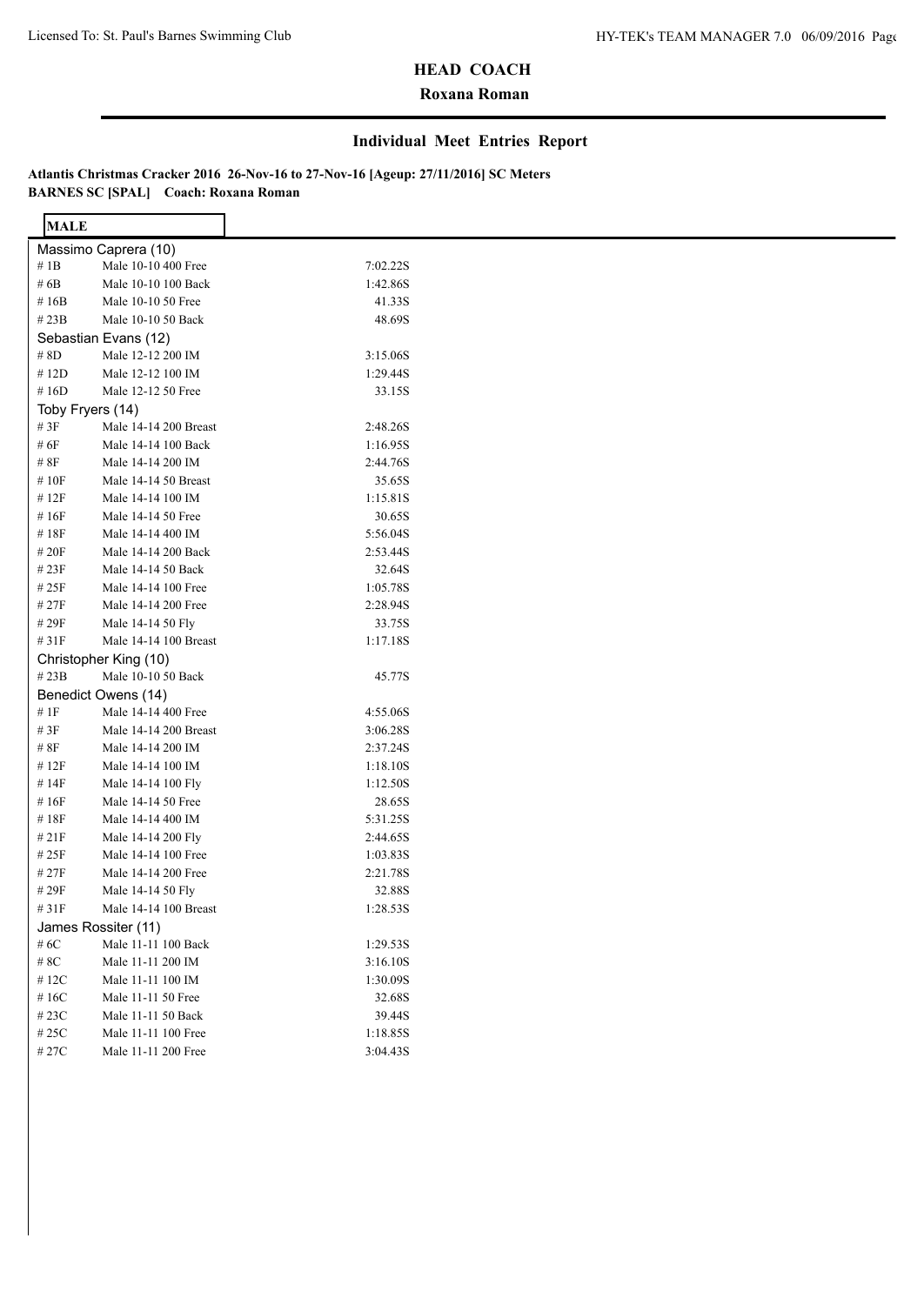## HEAD COACH

**Roxana Roman**

### Individual Meet Entries Report

**Atlantis Christmas Cracker 2016 26-Nov-16 to 27-Nov-16 [Ageup: 27/11/2016] SC Meters**
**BARNES SC [SPAL] Coach: Roxana Roman**

**MALE**

| | | |
|---|---|---|
| **Massimo Caprera (10)** | | |
| # 1B | Male 10-10 400 Free | 7:02.22S |
| # 6B | Male 10-10 100 Back | 1:42.86S |
| # 16B | Male 10-10 50 Free | 41.33S |
| # 23B | Male 10-10 50 Back | 48.69S |
| **Sebastian Evans (12)** | | |
| # 8D | Male 12-12 200 IM | 3:15.06S |
| # 12D | Male 12-12 100 IM | 1:29.44S |
| # 16D | Male 12-12 50 Free | 33.15S |
| **Toby Fryers (14)** | | |
| # 3F | Male 14-14 200 Breast | 2:48.26S |
| # 6F | Male 14-14 100 Back | 1:16.95S |
| # 8F | Male 14-14 200 IM | 2:44.76S |
| # 10F | Male 14-14 50 Breast | 35.65S |
| # 12F | Male 14-14 100 IM | 1:15.81S |
| # 16F | Male 14-14 50 Free | 30.65S |
| # 18F | Male 14-14 400 IM | 5:56.04S |
| # 20F | Male 14-14 200 Back | 2:53.44S |
| # 23F | Male 14-14 50 Back | 32.64S |
| # 25F | Male 14-14 100 Free | 1:05.78S |
| # 27F | Male 14-14 200 Free | 2:28.94S |
| # 29F | Male 14-14 50 Fly | 33.75S |
| # 31F | Male 14-14 100 Breast | 1:17.18S |
| **Christopher King (10)** | | |
| # 23B | Male 10-10 50 Back | 45.77S |
| **Benedict Owens (14)** | | |
| # 1F | Male 14-14 400 Free | 4:55.06S |
| # 3F | Male 14-14 200 Breast | 3:06.28S |
| # 8F | Male 14-14 200 IM | 2:37.24S |
| # 12F | Male 14-14 100 IM | 1:18.10S |
| # 14F | Male 14-14 100 Fly | 1:12.50S |
| # 16F | Male 14-14 50 Free | 28.65S |
| # 18F | Male 14-14 400 IM | 5:31.25S |
| # 21F | Male 14-14 200 Fly | 2:44.65S |
| # 25F | Male 14-14 100 Free | 1:03.83S |
| # 27F | Male 14-14 200 Free | 2:21.78S |
| # 29F | Male 14-14 50 Fly | 32.88S |
| # 31F | Male 14-14 100 Breast | 1:28.53S |
| **James Rossiter (11)** | | |
| # 6C | Male 11-11 100 Back | 1:29.53S |
| # 8C | Male 11-11 200 IM | 3:16.10S |
| # 12C | Male 11-11 100 IM | 1:30.09S |
| # 16C | Male 11-11 50 Free | 32.68S |
| # 23C | Male 11-11 50 Back | 39.44S |
| # 25C | Male 11-11 100 Free | 1:18.85S |
| # 27C | Male 11-11 200 Free | 3:04.43S |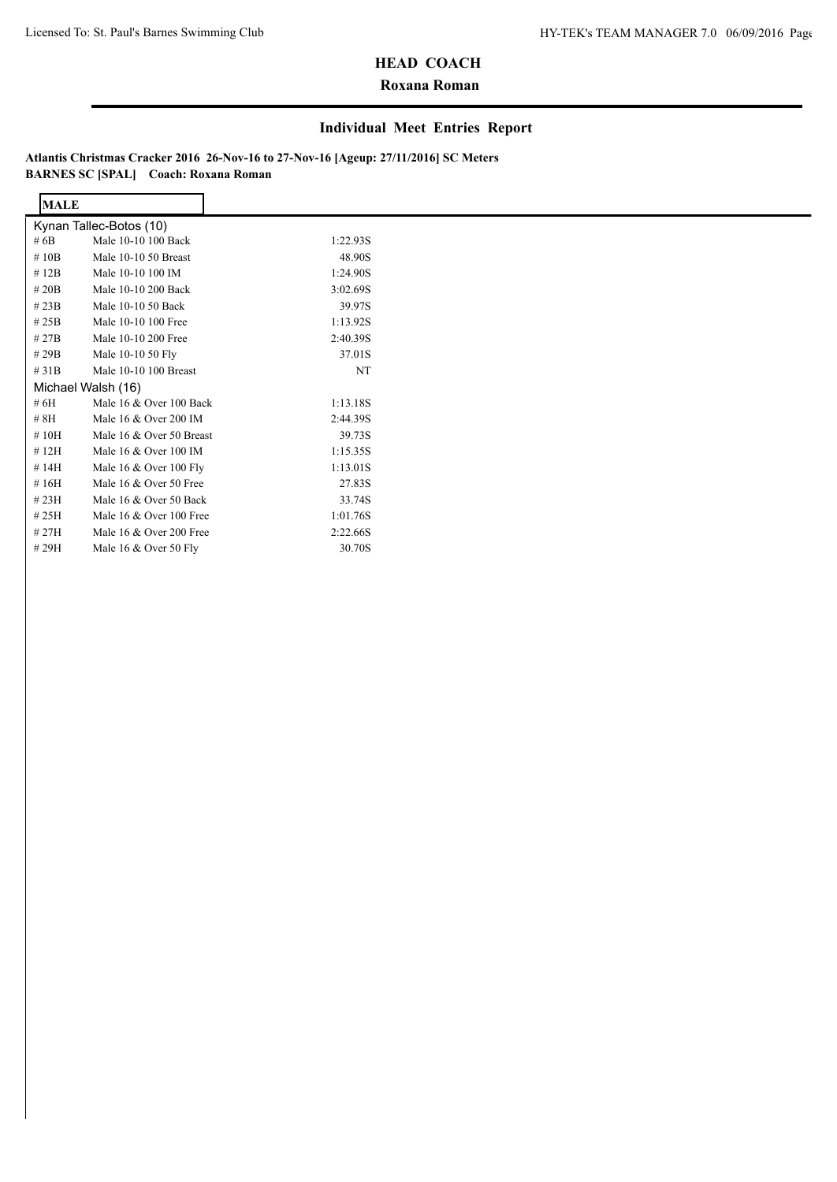## HEAD COACH

### Roxana Roman

## Individual Meet Entries Report

**Atlantis Christmas Cracker 2016 26-Nov-16 to 27-Nov-16 [Ageup: 27/11/2016] SC Meters**
**BARNES SC [SPAL] Coach: Roxana Roman**

**MALE**

| Event # | Event | Seed Time |
|---|---|---|
| **Kynan Tallec-Botos (10)** | | |
| # 6B | Male 10-10 100 Back | 1:22.93S |
| # 10B | Male 10-10 50 Breast | 48.90S |
| # 12B | Male 10-10 100 IM | 1:24.90S |
| # 20B | Male 10-10 200 Back | 3:02.69S |
| # 23B | Male 10-10 50 Back | 39.97S |
| # 25B | Male 10-10 100 Free | 1:13.92S |
| # 27B | Male 10-10 200 Free | 2:40.39S |
| # 29B | Male 10-10 50 Fly | 37.01S |
| # 31B | Male 10-10 100 Breast | NT |
| **Michael Walsh (16)** | | |
| # 6H | Male 16 & Over 100 Back | 1:13.18S |
| # 8H | Male 16 & Over 200 IM | 2:44.39S |
| # 10H | Male 16 & Over 50 Breast | 39.73S |
| # 12H | Male 16 & Over 100 IM | 1:15.35S |
| # 14H | Male 16 & Over 100 Fly | 1:13.01S |
| # 16H | Male 16 & Over 50 Free | 27.83S |
| # 23H | Male 16 & Over 50 Back | 33.74S |
| # 25H | Male 16 & Over 100 Free | 1:01.76S |
| # 27H | Male 16 & Over 200 Free | 2:22.66S |
| # 29H | Male 16 & Over 50 Fly | 30.70S |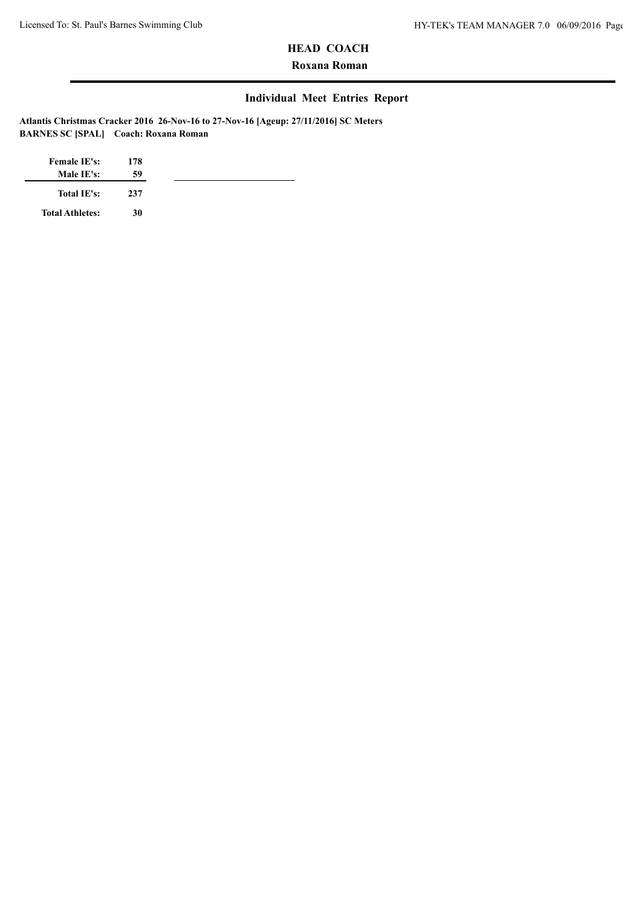## HEAD COACH

### Roxana Roman

## Individual Meet Entries Report

**Atlantis Christmas Cracker 2016 26-Nov-16 to 27-Nov-16 [Ageup: 27/11/2016] SC Meters**
**BARNES SC [SPAL] Coach: Roxana Roman**

| | |
|---|---|
| **Female IE's:** | **178** |
| **Male IE's:** | **59** |
| **Total IE's:** | **237** |
| **Total Athletes:** | **30** |